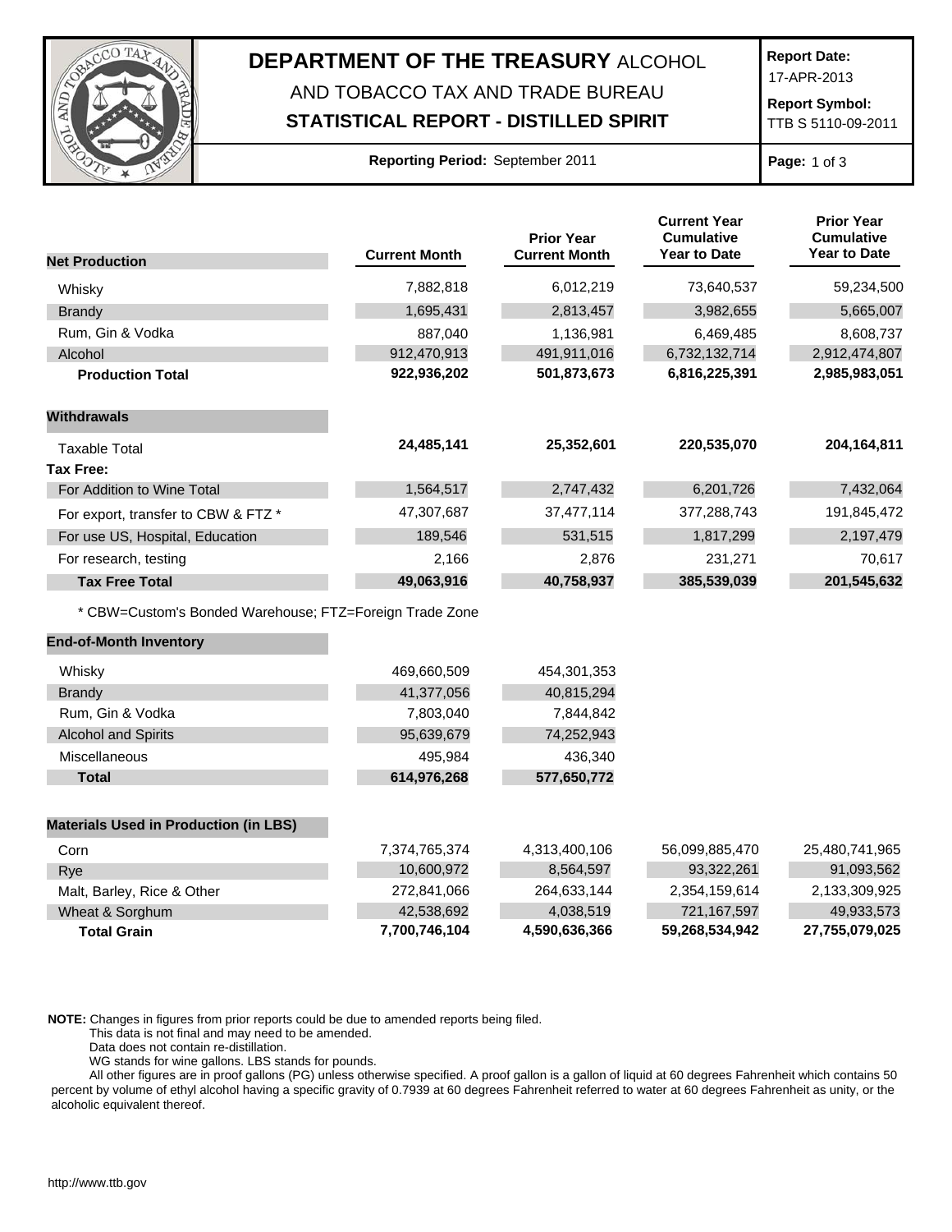# DEPARTMENT OF THE TREASURY ALCOHOL AND TOBACCO TAX AND TRADE BUREAU

## STATISTICAL REPORT - DISTILLED SPIRIT

**Report Date:** 17-APR-2013

**Report Symbol:** TTB S 5110-09-2011

**Reporting Period:** September 2011

| Net Production | Current Month | Prior Year Current Month | Current Year Cumulative Year to Date | Prior Year Cumulative Year to Date |
|---|---|---|---|---|
| Whisky | 7,882,818 | 6,012,219 | 73,640,537 | 59,234,500 |
| Brandy | 1,695,431 | 2,813,457 | 3,982,655 | 5,665,007 |
| Rum, Gin & Vodka | 887,040 | 1,136,981 | 6,469,485 | 8,608,737 |
| Alcohol | 912,470,913 | 491,911,016 | 6,732,132,714 | 2,912,474,807 |
| **Production Total** | **922,936,202** | **501,873,673** | **6,816,225,391** | **2,985,983,051** |
| **Withdrawals** | | | | |
| Taxable Total | **24,485,141** | **25,352,601** | **220,535,070** | **204,164,811** |
| **Tax Free:** | | | | |
| For Addition to Wine Total | 1,564,517 | 2,747,432 | 6,201,726 | 7,432,064 |
| For export, transfer to CBW & FTZ * | 47,307,687 | 37,477,114 | 377,288,743 | 191,845,472 |
| For use US, Hospital, Education | 189,546 | 531,515 | 1,817,299 | 2,197,479 |
| For research, testing | 2,166 | 2,876 | 231,271 | 70,617 |
| **Tax Free Total** | **49,063,916** | **40,758,937** | **385,539,039** | **201,545,632** |

* CBW=Custom's Bonded Warehouse; FTZ=Foreign Trade Zone

| End-of-Month Inventory | Current Month | Prior Year Current Month |
|---|---|---|
| Whisky | 469,660,509 | 454,301,353 |
| Brandy | 41,377,056 | 40,815,294 |
| Rum, Gin & Vodka | 7,803,040 | 7,844,842 |
| Alcohol and Spirits | 95,639,679 | 74,252,943 |
| Miscellaneous | 495,984 | 436,340 |
| **Total** | **614,976,268** | **577,650,772** |

| Materials Used in Production (in LBS) | Current Month | Prior Year Current Month | Current Year Cumulative Year to Date | Prior Year Cumulative Year to Date |
|---|---|---|---|---|
| Corn | 7,374,765,374 | 4,313,400,106 | 56,099,885,470 | 25,480,741,965 |
| Rye | 10,600,972 | 8,564,597 | 93,322,261 | 91,093,562 |
| Malt, Barley, Rice & Other | 272,841,066 | 264,633,144 | 2,354,159,614 | 2,133,309,925 |
| Wheat & Sorghum | 42,538,692 | 4,038,519 | 721,167,597 | 49,933,573 |
| **Total Grain** | **7,700,746,104** | **4,590,636,366** | **59,268,534,942** | **27,755,079,025** |

**NOTE:** Changes in figures from prior reports could be due to amended reports being filed.
This data is not final and may need to be amended.
Data does not contain re-distillation.
WG stands for wine gallons. LBS stands for pounds.
All other figures are in proof gallons (PG) unless otherwise specified. A proof gallon is a gallon of liquid at 60 degrees Fahrenheit which contains 50 percent by volume of ethyl alcohol having a specific gravity of 0.7939 at 60 degrees Fahrenheit referred to water at 60 degrees Fahrenheit as unity, or the alcoholic equivalent thereof.

http://www.ttb.gov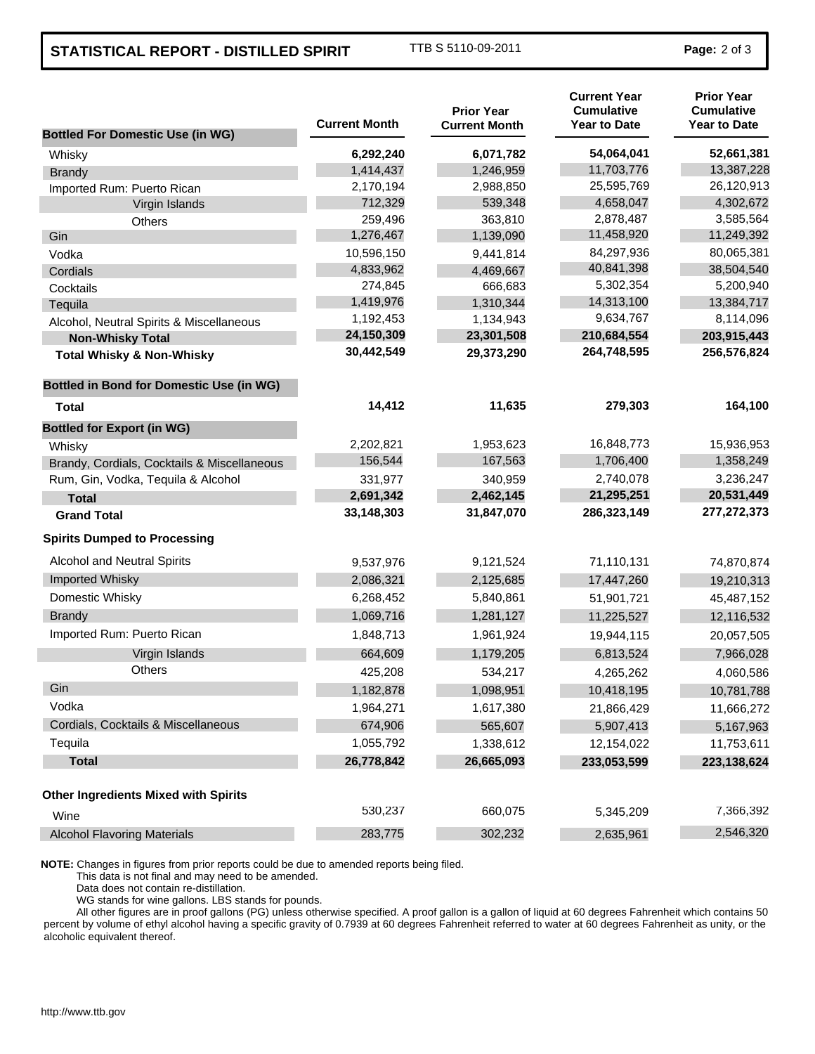# STATISTICAL REPORT - DISTILLED SPIRIT

TTB S 5110-09-2011

| | Current Month | Prior Year Current Month | Current Year Cumulative Year to Date | Prior Year Cumulative Year to Date |
|---|---|---|---|---|
| **Bottled For Domestic Use (in WG)** | | | | |
| Whisky | **6,292,240** | **6,071,782** | **54,064,041** | **52,661,381** |
| Brandy | 1,414,437 | 1,246,959 | 11,703,776 | 13,387,228 |
| Imported Rum: Puerto Rican | 2,170,194 | 2,988,850 | 25,595,769 | 26,120,913 |
| Virgin Islands | 712,329 | 539,348 | 4,658,047 | 4,302,672 |
| Others | 259,496 | 363,810 | 2,878,487 | 3,585,564 |
| Gin | 1,276,467 | 1,139,090 | 11,458,920 | 11,249,392 |
| Vodka | 10,596,150 | 9,441,814 | 84,297,936 | 80,065,381 |
| Cordials | 4,833,962 | 4,469,667 | 40,841,398 | 38,504,540 |
| Cocktails | 274,845 | 666,683 | 5,302,354 | 5,200,940 |
| Tequila | 1,419,976 | 1,310,344 | 14,313,100 | 13,384,717 |
| Alcohol, Neutral Spirits & Miscellaneous | 1,192,453 | 1,134,943 | 9,634,767 | 8,114,096 |
| **Non-Whisky Total** | **24,150,309** | **23,301,508** | **210,684,554** | **203,915,443** |
| **Total Whisky & Non-Whisky** | **30,442,549** | **29,373,290** | **264,748,595** | **256,576,824** |
| **Bottled in Bond for Domestic Use (in WG)** | | | | |
| **Total** | **14,412** | **11,635** | **279,303** | **164,100** |
| **Bottled for Export (in WG)** | | | | |
| Whisky | 2,202,821 | 1,953,623 | 16,848,773 | 15,936,953 |
| Brandy, Cordials, Cocktails & Miscellaneous | 156,544 | 167,563 | 1,706,400 | 1,358,249 |
| Rum, Gin, Vodka, Tequila & Alcohol | 331,977 | 340,959 | 2,740,078 | 3,236,247 |
| **Total** | **2,691,342** | **2,462,145** | **21,295,251** | **20,531,449** |
| **Grand Total** | **33,148,303** | **31,847,070** | **286,323,149** | **277,272,373** |
| **Spirits Dumped to Processing** | | | | |
| Alcohol and Neutral Spirits | 9,537,976 | 9,121,524 | 71,110,131 | 74,870,874 |
| Imported Whisky | 2,086,321 | 2,125,685 | 17,447,260 | 19,210,313 |
| Domestic Whisky | 6,268,452 | 5,840,861 | 51,901,721 | 45,487,152 |
| Brandy | 1,069,716 | 1,281,127 | 11,225,527 | 12,116,532 |
| Imported Rum: Puerto Rican | 1,848,713 | 1,961,924 | 19,944,115 | 20,057,505 |
| Virgin Islands | 664,609 | 1,179,205 | 6,813,524 | 7,966,028 |
| Others | 425,208 | 534,217 | 4,265,262 | 4,060,586 |
| Gin | 1,182,878 | 1,098,951 | 10,418,195 | 10,781,788 |
| Vodka | 1,964,271 | 1,617,380 | 21,866,429 | 11,666,272 |
| Cordials, Cocktails & Miscellaneous | 674,906 | 565,607 | 5,907,413 | 5,167,963 |
| Tequila | 1,055,792 | 1,338,612 | 12,154,022 | 11,753,611 |
| **Total** | **26,778,842** | **26,665,093** | **233,053,599** | **223,138,624** |
| **Other Ingredients Mixed with Spirits** | | | | |
| Wine | 530,237 | 660,075 | 5,345,209 | 7,366,392 |
| Alcohol Flavoring Materials | 283,775 | 302,232 | 2,635,961 | 2,546,320 |

**NOTE:** Changes in figures from prior reports could be due to amended reports being filed.
This data is not final and may need to be amended.
Data does not contain re-distillation.
WG stands for wine gallons. LBS stands for pounds.
All other figures are in proof gallons (PG) unless otherwise specified. A proof gallon is a gallon of liquid at 60 degrees Fahrenheit which contains 50 percent by volume of ethyl alcohol having a specific gravity of 0.7939 at 60 degrees Fahrenheit referred to water at 60 degrees Fahrenheit as unity, or the alcoholic equivalent thereof.

http://www.ttb.gov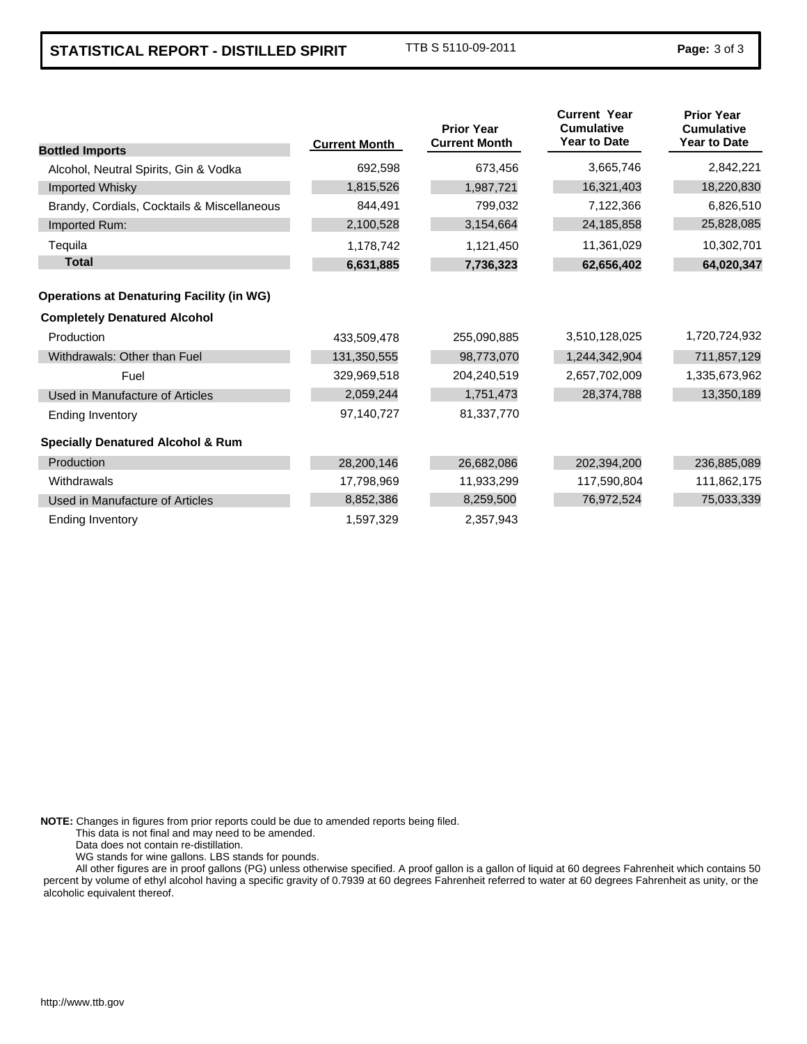## STATISTICAL REPORT - DISTILLED SPIRIT

TTB S 5110-09-2011

| Bottled Imports | Current Month | Prior Year Current Month | Current Year Cumulative Year to Date | Prior Year Cumulative Year to Date |
|---|---|---|---|---|
| Alcohol, Neutral Spirits, Gin & Vodka | 692,598 | 673,456 | 3,665,746 | 2,842,221 |
| Imported Whisky | 1,815,526 | 1,987,721 | 16,321,403 | 18,220,830 |
| Brandy, Cordials, Cocktails & Miscellaneous | 844,491 | 799,032 | 7,122,366 | 6,826,510 |
| Imported Rum: | 2,100,528 | 3,154,664 | 24,185,858 | 25,828,085 |
| Tequila | 1,178,742 | 1,121,450 | 11,361,029 | 10,302,701 |
| **Total** | **6,631,885** | **7,736,323** | **62,656,402** | **64,020,347** |
| **Operations at Denaturing Facility (in WG)** | | | | |
| **Completely Denatured Alcohol** | | | | |
| Production | 433,509,478 | 255,090,885 | 3,510,128,025 | 1,720,724,932 |
| Withdrawals: Other than Fuel | 131,350,555 | 98,773,070 | 1,244,342,904 | 711,857,129 |
| Fuel | 329,969,518 | 204,240,519 | 2,657,702,009 | 1,335,673,962 |
| Used in Manufacture of Articles | 2,059,244 | 1,751,473 | 28,374,788 | 13,350,189 |
| Ending Inventory | 97,140,727 | 81,337,770 | | |
| **Specially Denatured Alcohol & Rum** | | | | |
| Production | 28,200,146 | 26,682,086 | 202,394,200 | 236,885,089 |
| Withdrawals | 17,798,969 | 11,933,299 | 117,590,804 | 111,862,175 |
| Used in Manufacture of Articles | 8,852,386 | 8,259,500 | 76,972,524 | 75,033,339 |
| Ending Inventory | 1,597,329 | 2,357,943 | | |

**NOTE:** Changes in figures from prior reports could be due to amended reports being filed.
This data is not final and may need to be amended.
Data does not contain re-distillation.
WG stands for wine gallons. LBS stands for pounds.
All other figures are in proof gallons (PG) unless otherwise specified. A proof gallon is a gallon of liquid at 60 degrees Fahrenheit which contains 50 percent by volume of ethyl alcohol having a specific gravity of 0.7939 at 60 degrees Fahrenheit referred to water at 60 degrees Fahrenheit as unity, or the alcoholic equivalent thereof.

http://www.ttb.gov